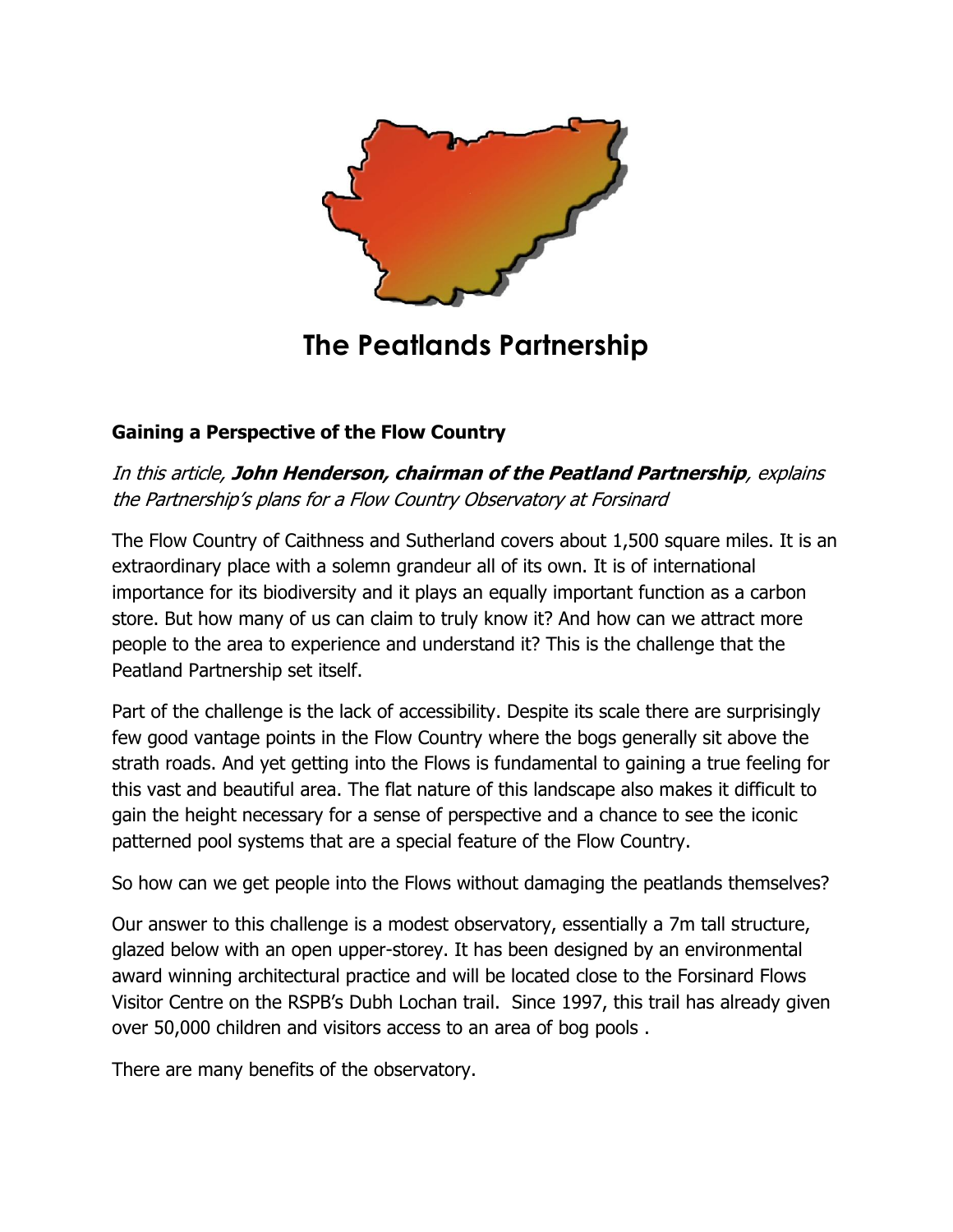# The Peatlands Partnership

## Gaining a Perspective of the Flow Country

*In this article, **John Henderson, chairman of the Peatland Partnership**, explains the Partnership's plans for a Flow Country Observatory at Forsinard*

The Flow Country of Caithness and Sutherland covers about 1,500 square miles. It is an extraordinary place with a solemn grandeur all of its own. It is of international importance for its biodiversity and it plays an equally important function as a carbon store. But how many of us can claim to truly know it? And how can we attract more people to the area to experience and understand it? This is the challenge that the Peatland Partnership set itself.

Part of the challenge is the lack of accessibility. Despite its scale there are surprisingly few good vantage points in the Flow Country where the bogs generally sit above the strath roads. And yet getting into the Flows is fundamental to gaining a true feeling for this vast and beautiful area. The flat nature of this landscape also makes it difficult to gain the height necessary for a sense of perspective and a chance to see the iconic patterned pool systems that are a special feature of the Flow Country.

So how can we get people into the Flows without damaging the peatlands themselves?

Our answer to this challenge is a modest observatory, essentially a 7m tall structure, glazed below with an open upper-storey. It has been designed by an environmental award winning architectural practice and will be located close to the Forsinard Flows Visitor Centre on the RSPB's Dubh Lochan trail. Since 1997, this trail has already given over 50,000 children and visitors access to an area of bog pools .

There are many benefits of the observatory.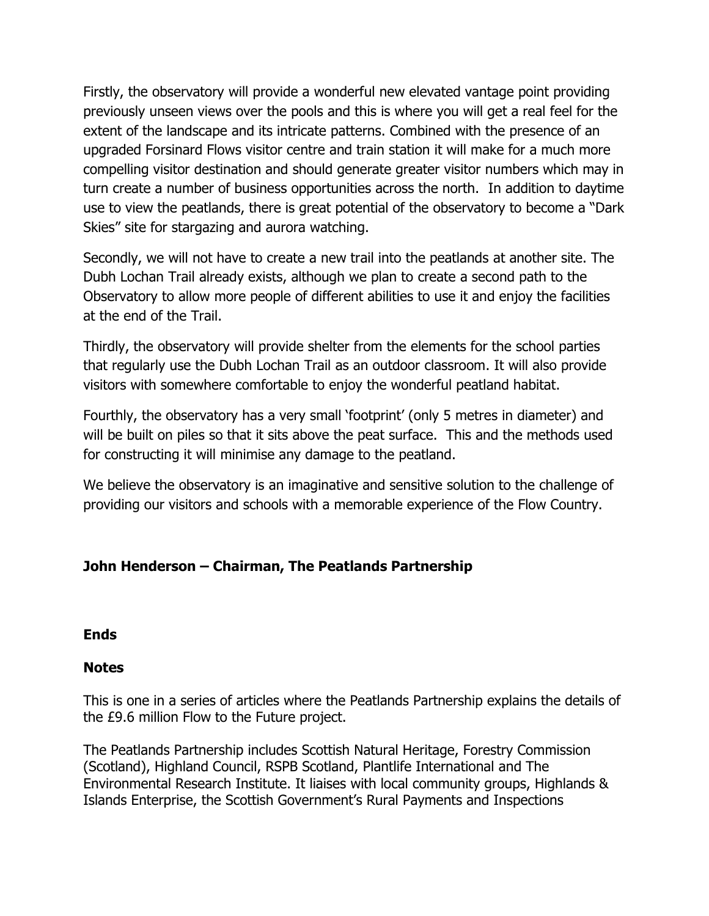Firstly, the observatory will provide a wonderful new elevated vantage point providing previously unseen views over the pools and this is where you will get a real feel for the extent of the landscape and its intricate patterns. Combined with the presence of an upgraded Forsinard Flows visitor centre and train station it will make for a much more compelling visitor destination and should generate greater visitor numbers which may in turn create a number of business opportunities across the north. In addition to daytime use to view the peatlands, there is great potential of the observatory to become a "Dark Skies" site for stargazing and aurora watching.

Secondly, we will not have to create a new trail into the peatlands at another site. The Dubh Lochan Trail already exists, although we plan to create a second path to the Observatory to allow more people of different abilities to use it and enjoy the facilities at the end of the Trail.

Thirdly, the observatory will provide shelter from the elements for the school parties that regularly use the Dubh Lochan Trail as an outdoor classroom. It will also provide visitors with somewhere comfortable to enjoy the wonderful peatland habitat.

Fourthly, the observatory has a very small 'footprint' (only 5 metres in diameter) and will be built on piles so that it sits above the peat surface. This and the methods used for constructing it will minimise any damage to the peatland.

We believe the observatory is an imaginative and sensitive solution to the challenge of providing our visitors and schools with a memorable experience of the Flow Country.

**John Henderson – Chairman, The Peatlands Partnership**

**Ends**

**Notes**

This is one in a series of articles where the Peatlands Partnership explains the details of the £9.6 million Flow to the Future project.

The Peatlands Partnership includes Scottish Natural Heritage, Forestry Commission (Scotland), Highland Council, RSPB Scotland, Plantlife International and The Environmental Research Institute. It liaises with local community groups, Highlands & Islands Enterprise, the Scottish Government's Rural Payments and Inspections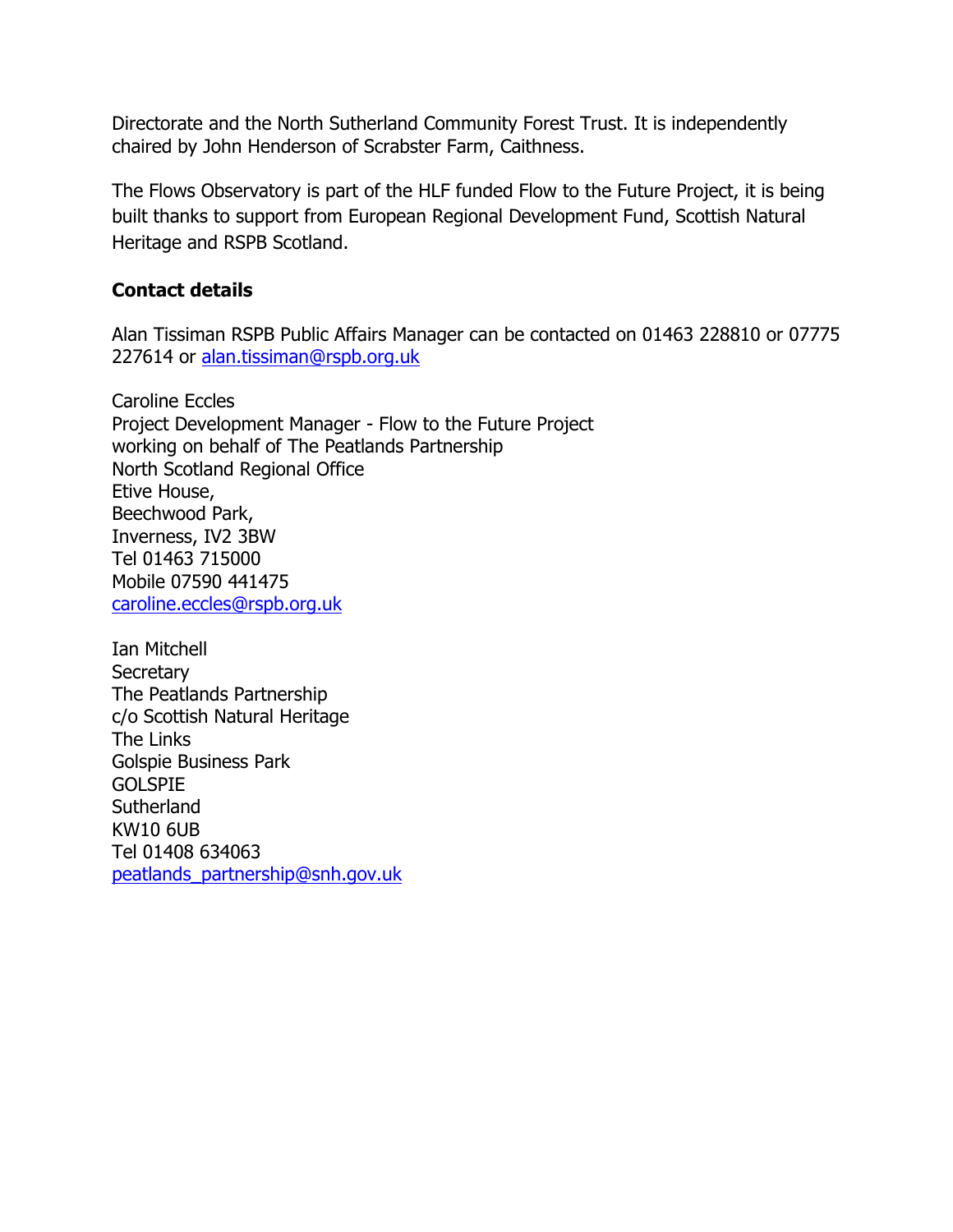Directorate and the North Sutherland Community Forest Trust. It is independently chaired by John Henderson of Scrabster Farm, Caithness.

The Flows Observatory is part of the HLF funded Flow to the Future Project, it is being built thanks to support from European Regional Development Fund, Scottish Natural Heritage and RSPB Scotland.

**Contact details**

Alan Tissiman RSPB Public Affairs Manager can be contacted on 01463 228810 or 07775 227614 or alan.tissiman@rspb.org.uk

Caroline Eccles
Project Development Manager - Flow to the Future Project
working on behalf of The Peatlands Partnership
North Scotland Regional Office
Etive House,
Beechwood Park,
Inverness, IV2 3BW
Tel 01463 715000
Mobile 07590 441475
caroline.eccles@rspb.org.uk

Ian Mitchell
Secretary
The Peatlands Partnership
c/o Scottish Natural Heritage
The Links
Golspie Business Park
GOLSPIE
Sutherland
KW10 6UB
Tel 01408 634063
peatlands_partnership@snh.gov.uk